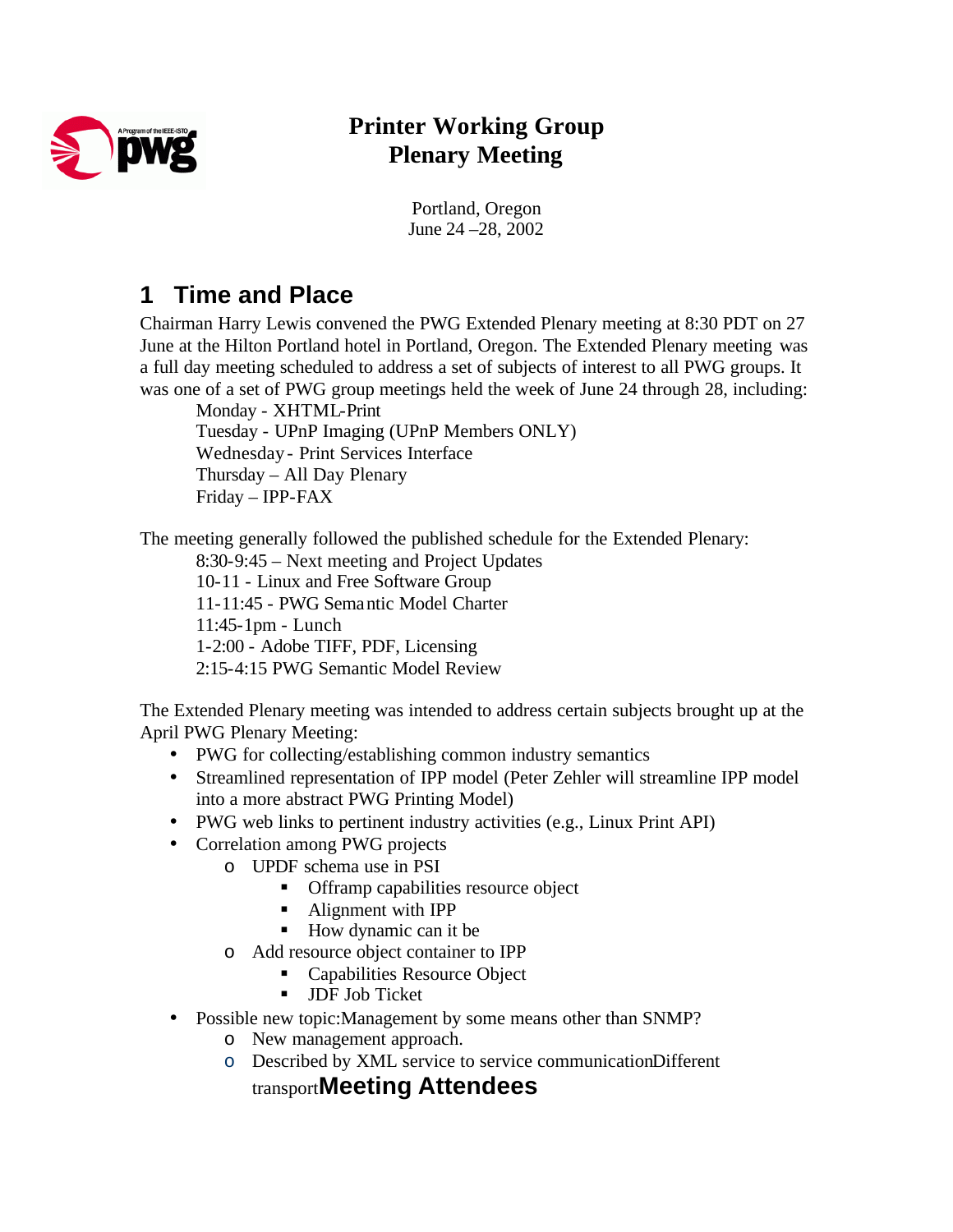# Printer Working Group
# Plenary Meeting

Portland, Oregon
June 24 –28, 2002

## 1 Time and Place

Chairman Harry Lewis convened the PWG Extended Plenary meeting at 8:30 PDT on 27 June at the Hilton Portland hotel in Portland, Oregon. The Extended Plenary meeting was a full day meeting scheduled to address a set of subjects of interest to all PWG groups. It was one of a set of PWG group meetings held the week of June 24 through 28, including:

Monday - XHTML-Print
Tuesday - UPnP Imaging (UPnP Members ONLY)
Wednesday - Print Services Interface
Thursday – All Day Plenary
Friday – IPP-FAX

The meeting generally followed the published schedule for the Extended Plenary:

8:30-9:45 – Next meeting and Project Updates
10-11 - Linux and Free Software Group
11-11:45 - PWG Semantic Model Charter
11:45-1pm - Lunch
1-2:00 - Adobe TIFF, PDF, Licensing
2:15-4:15 PWG Semantic Model Review

The Extended Plenary meeting was intended to address certain subjects brought up at the April PWG Plenary Meeting:

- PWG for collecting/establishing common industry semantics
- Streamlined representation of IPP model (Peter Zehler will streamline IPP model into a more abstract PWG Printing Model)
- PWG web links to pertinent industry activities (e.g., Linux Print API)
- Correlation among PWG projects
  - UPDF schema use in PSI
    - Offramp capabilities resource object
    - Alignment with IPP
    - How dynamic can it be
  - Add resource object container to IPP
    - Capabilities Resource Object
    - JDF Job Ticket
- Possible new topic:Management by some means other than SNMP?
  - New management approach.
  - Described by XML service to service communicationDifferent transport

## Meeting Attendees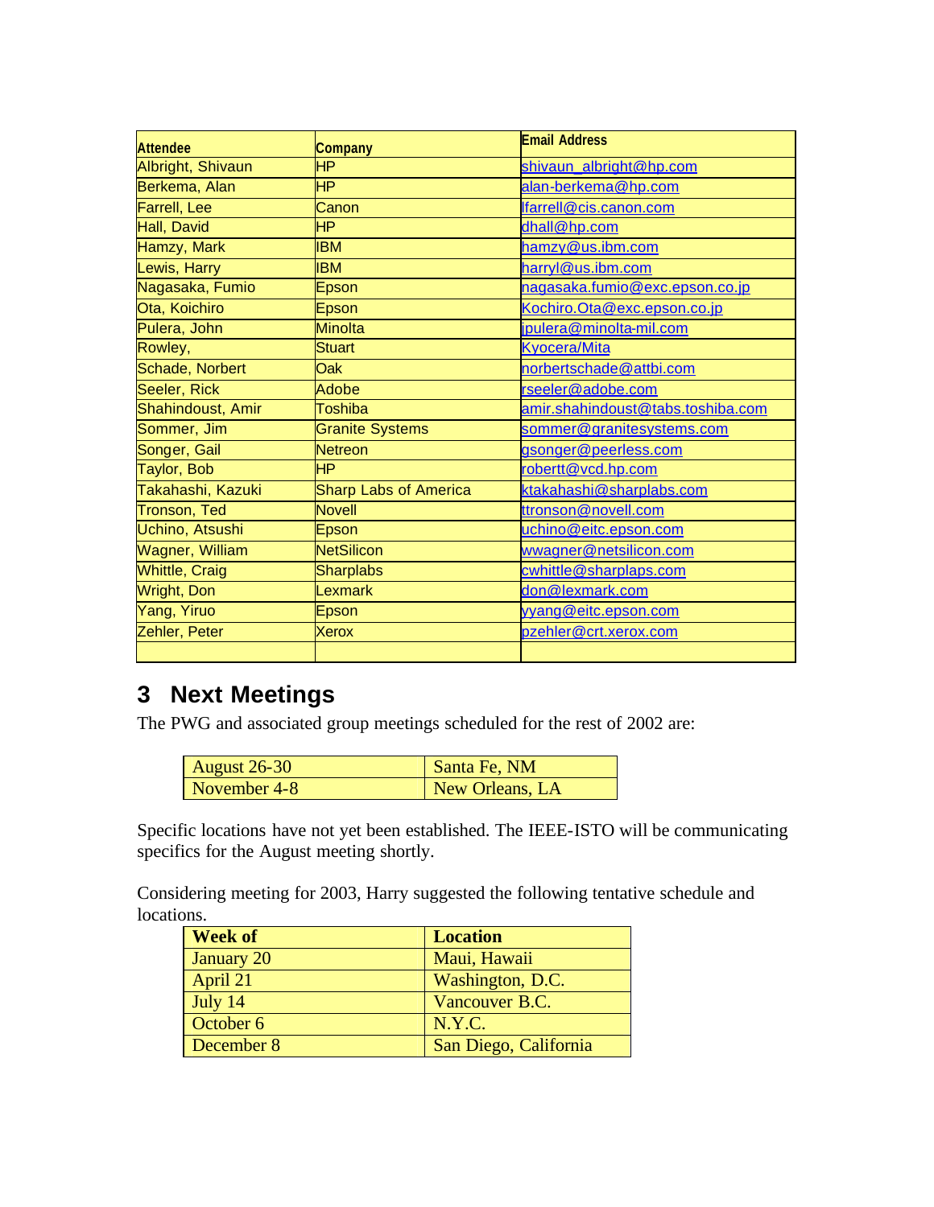| Attendee | Company | Email Address |
|---|---|---|
| Albright, Shivaun | HP | shivaun_albright@hp.com |
| Berkema, Alan | HP | alan-berkema@hp.com |
| Farrell, Lee | Canon | lfarrell@cis.canon.com |
| Hall, David | HP | dhall@hp.com |
| Hamzy, Mark | IBM | hamzy@us.ibm.com |
| Lewis, Harry | IBM | harryl@us.ibm.com |
| Nagasaka, Fumio | Epson | nagasaka.fumio@exc.epson.co.jp |
| Ota, Koichiro | Epson | Kochiro.Ota@exc.epson.co.jp |
| Pulera, John | Minolta | jpulera@minolta-mil.com |
| Rowley, | Stuart | Kyocera/Mita |
| Schade, Norbert | Oak | norbertschade@attbi.com |
| Seeler, Rick | Adobe | rseeler@adobe.com |
| Shahindoust, Amir | Toshiba | amir.shahindoust@tabs.toshiba.com |
| Sommer, Jim | Granite Systems | sommer@granitesystems.com |
| Songer, Gail | Netreon | gsonger@peerless.com |
| Taylor, Bob | HP | robertt@vcd.hp.com |
| Takahashi, Kazuki | Sharp Labs of America | ktakahashi@sharplabs.com |
| Tronson, Ted | Novell | ttronson@novell.com |
| Uchino, Atsushi | Epson | uchino@eitc.epson.com |
| Wagner, William | NetSilicon | wwagner@netsilicon.com |
| Whittle, Craig | Sharplabs | cwhittle@sharplaps.com |
| Wright, Don | Lexmark | don@lexmark.com |
| Yang, Yiruo | Epson | yyang@eitc.epson.com |
| Zehler, Peter | Xerox | pzehler@crt.xerox.com |
| | | |

# 3 Next Meetings

The PWG and associated group meetings scheduled for the rest of 2002 are:

| | |
|---|---|
| August 26-30 | Santa Fe, NM |
| November 4-8 | New Orleans, LA |

Specific locations have not yet been established. The IEEE-ISTO will be communicating specifics for the August meeting shortly.

Considering meeting for 2003, Harry suggested the following tentative schedule and locations.

| Week of | Location |
|---|---|
| January 20 | Maui, Hawaii |
| April 21 | Washington, D.C. |
| July 14 | Vancouver B.C. |
| October 6 | N.Y.C. |
| December 8 | San Diego, California |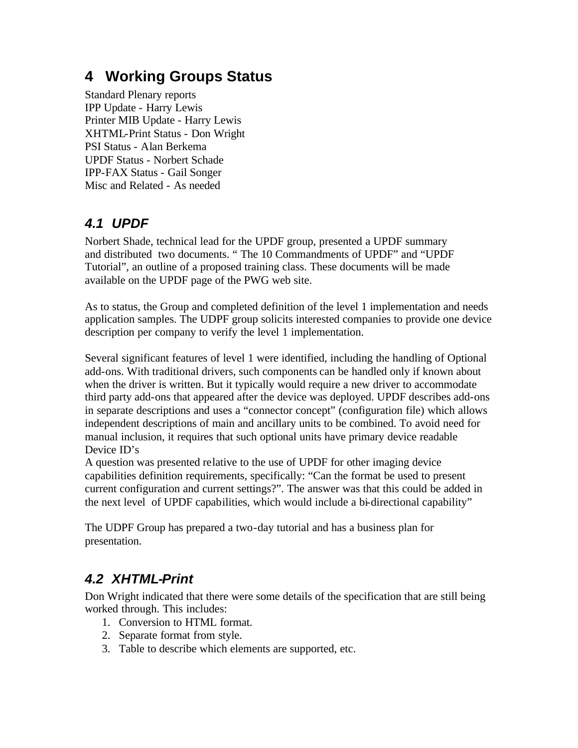# 4 Working Groups Status

Standard Plenary reports  
IPP Update - Harry Lewis  
Printer MIB Update - Harry Lewis  
XHTML-Print Status - Don Wright  
PSI Status - Alan Berkema  
UPDF Status - Norbert Schade  
IPP-FAX Status - Gail Songer  
Misc and Related - As needed

## *4.1 UPDF*

Norbert Shade, technical lead for the UPDF group, presented a UPDF summary and distributed two documents. " The 10 Commandments of UPDF" and "UPDF Tutorial", an outline of a proposed training class. These documents will be made available on the UPDF page of the PWG web site.

As to status, the Group and completed definition of the level 1 implementation and needs application samples. The UDPF group solicits interested companies to provide one device description per company to verify the level 1 implementation.

Several significant features of level 1 were identified, including the handling of Optional add-ons. With traditional drivers, such components can be handled only if known about when the driver is written. But it typically would require a new driver to accommodate third party add-ons that appeared after the device was deployed. UPDF describes add-ons in separate descriptions and uses a "connector concept" (configuration file) which allows independent descriptions of main and ancillary units to be combined. To avoid need for manual inclusion, it requires that such optional units have primary device readable Device ID's  
A question was presented relative to the use of UPDF for other imaging device capabilities definition requirements, specifically: "Can the format be used to present current configuration and current settings?". The answer was that this could be added in the next level of UPDF capabilities, which would include a bi-directional capability"

The UDPF Group has prepared a two-day tutorial and has a business plan for presentation.

## *4.2 XHTML-Print*

Don Wright indicated that there were some details of the specification that are still being worked through. This includes:

1. Conversion to HTML format.
2. Separate format from style.
3. Table to describe which elements are supported, etc.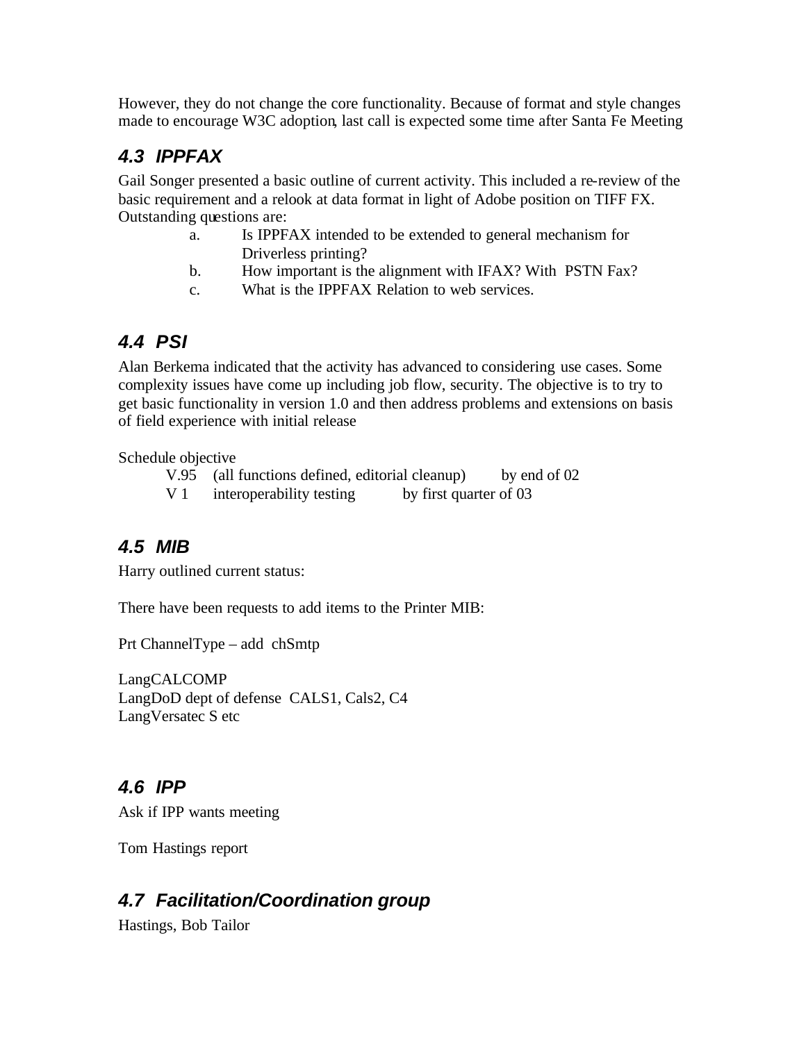However, they do not change the core functionality. Because of format and style changes made to encourage W3C adoption, last call is expected some time after Santa Fe Meeting

## 4.3 IPPFAX

Gail Songer presented a basic outline of current activity. This included a re-review of the basic requirement and a relook at data format in light of Adobe position on TIFF FX. Outstanding questions are:

a. Is IPPFAX intended to be extended to general mechanism for Driverless printing?
b. How important is the alignment with IFAX? With PSTN Fax?
c. What is the IPPFAX Relation to web services.

## 4.4 PSI

Alan Berkema indicated that the activity has advanced to considering use cases. Some complexity issues have come up including job flow, security. The objective is to try to get basic functionality in version 1.0 and then address problems and extensions on basis of field experience with initial release

Schedule objective

V.95 (all functions defined, editorial cleanup) by end of 02
V 1 interoperability testing by first quarter of 03

## 4.5 MIB

Harry outlined current status:

There have been requests to add items to the Printer MIB:

Prt ChannelType – add chSmtp

LangCALCOMP
LangDoD dept of defense CALS1, Cals2, C4
LangVersatec S etc

## 4.6 IPP

Ask if IPP wants meeting

Tom Hastings report

## 4.7 Facilitation/Coordination group

Hastings, Bob Tailor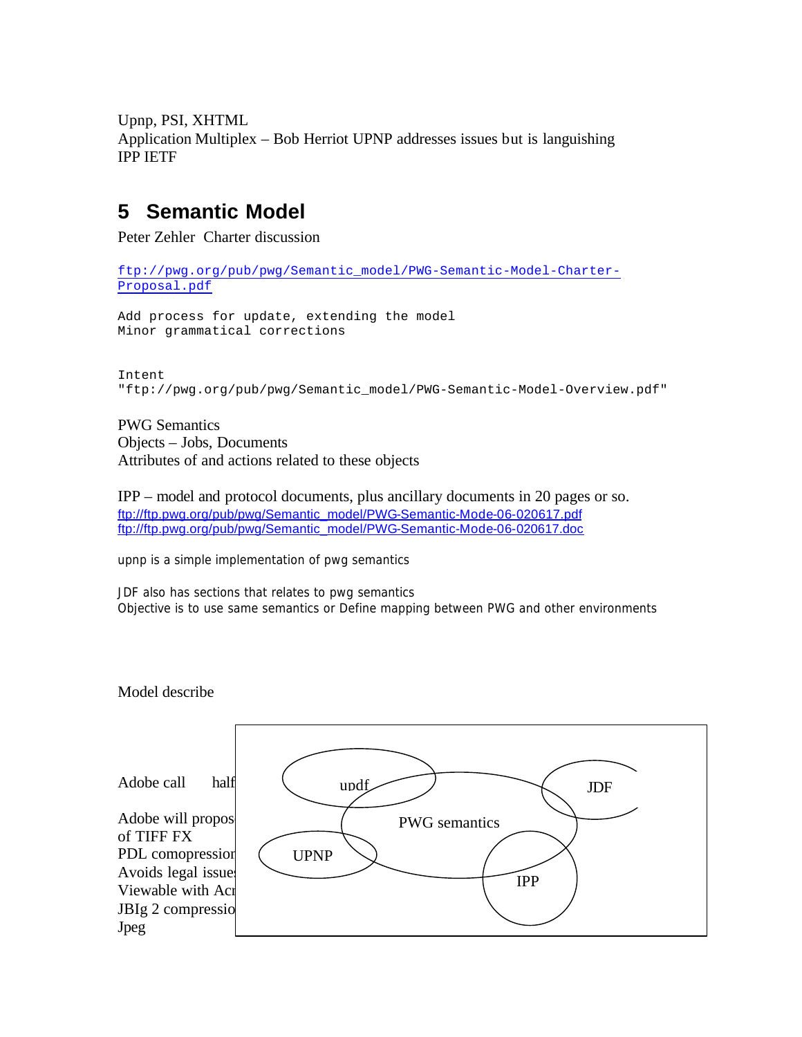Upnp, PSI, XHTML
Application Multiplex – Bob Herriot UPNP addresses issues but is languishing
IPP IETF

# 5 Semantic Model

Peter Zehler  Charter discussion

ftp://pwg.org/pub/pwg/Semantic_model/PWG-Semantic-Model-Charter-Proposal.pdf

```
Add process for update, extending the model
Minor grammatical corrections
```

```
Intent
"ftp://pwg.org/pub/pwg/Semantic_model/PWG-Semantic-Model-Overview.pdf"
```

PWG Semantics
Objects – Jobs, Documents
Attributes of and actions related to these objects

IPP – model and protocol documents, plus ancillary documents in 20 pages or so.
ftp://ftp.pwg.org/pub/pwg/Semantic_model/PWG-Semantic-Mode-06-020617.pdf
ftp://ftp.pwg.org/pub/pwg/Semantic_model/PWG-Semantic-Mode-06-020617.doc

upnp is a simple implementation of pwg semantics

JDF also has sections that relates to pwg semantics
Objective is to use same semantics or Define mapping between PWG and other environments

Model describe

updf
PWG semantics
JDF
UPNP
IPP

Adobe call half

Adobe will propos
of TIFF FX
PDL comopression
Avoids legal issues
Viewable with Acr
JBIg 2 compressio
Jpeg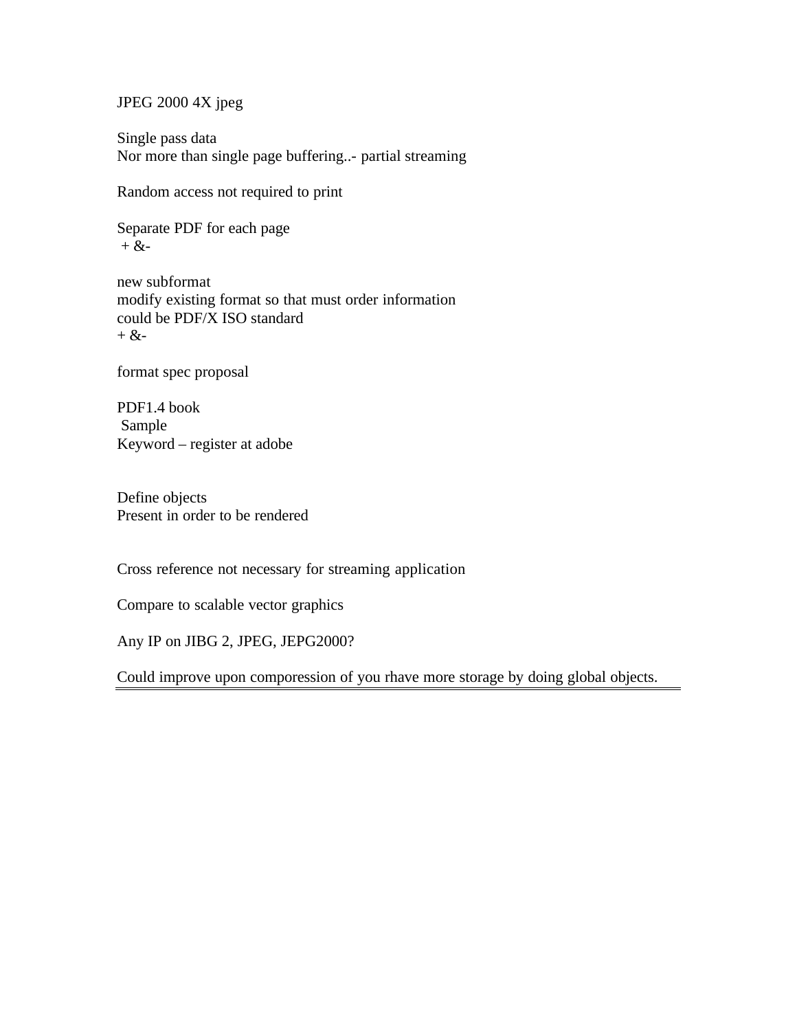JPEG 2000 4X jpeg

Single pass data
Nor more than single page buffering..- partial streaming

Random access not required to print

Separate PDF for each page
+ &-

new subformat
modify existing format so that must order information
could be PDF/X ISO standard
+ &-

format spec proposal

PDF1.4 book
Sample
Keyword – register at adobe

Define objects
Present in order to be rendered

Cross reference not necessary for streaming application

Compare to scalable vector graphics

Any IP on JIBG 2, JPEG, JEPG2000?

Could improve upon comporession of you rhave more storage by doing global objects.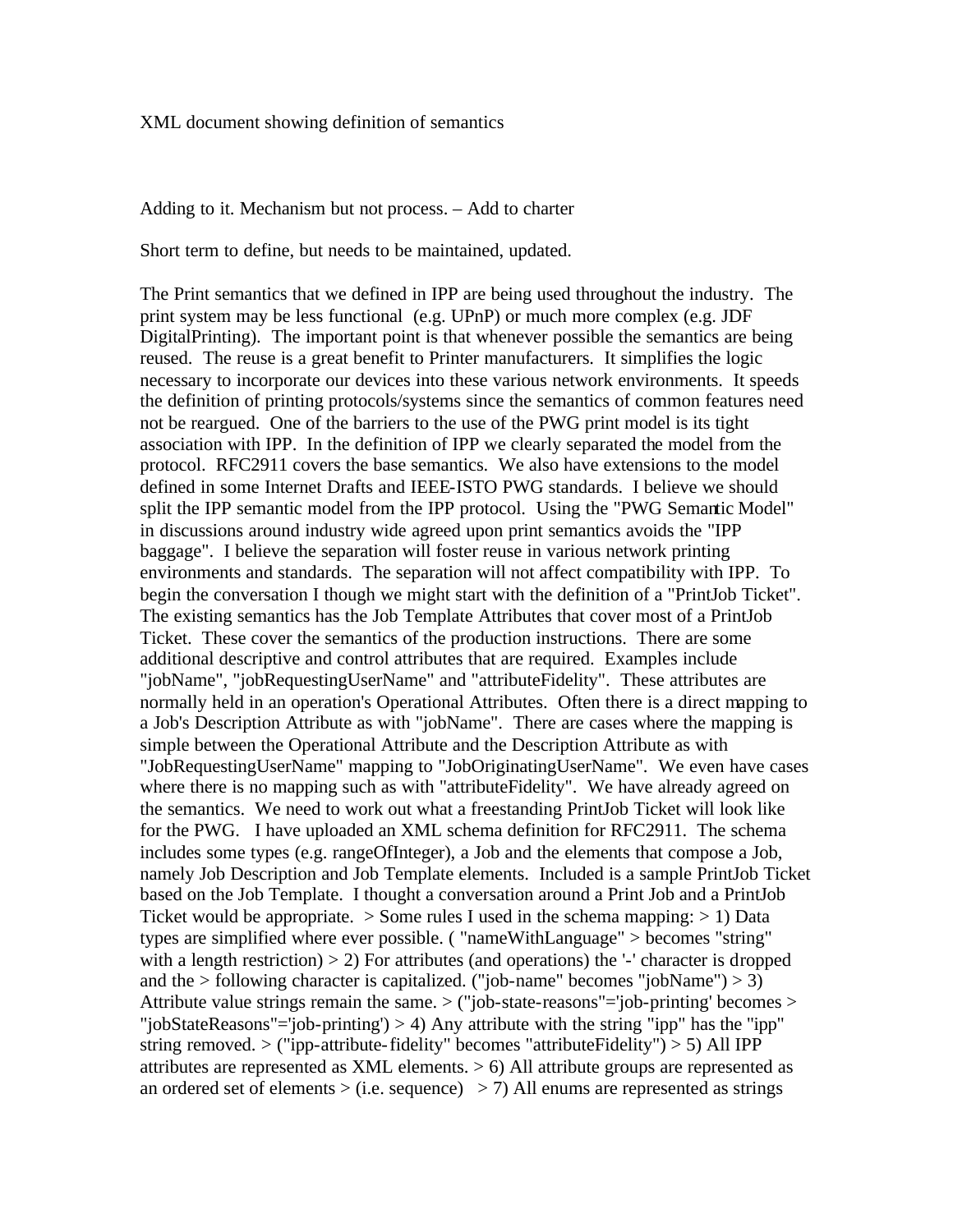XML document showing definition of semantics

Adding to it. Mechanism but not process. – Add to charter

Short term to define, but needs to be maintained, updated.

The Print semantics that we defined in IPP are being used throughout the industry. The print system may be less functional (e.g. UPnP) or much more complex (e.g. JDF DigitalPrinting). The important point is that whenever possible the semantics are being reused. The reuse is a great benefit to Printer manufacturers. It simplifies the logic necessary to incorporate our devices into these various network environments. It speeds the definition of printing protocols/systems since the semantics of common features need not be reargued. One of the barriers to the use of the PWG print model is its tight association with IPP. In the definition of IPP we clearly separated the model from the protocol. RFC2911 covers the base semantics. We also have extensions to the model defined in some Internet Drafts and IEEE-ISTO PWG standards. I believe we should split the IPP semantic model from the IPP protocol. Using the "PWG Semantic Model" in discussions around industry wide agreed upon print semantics avoids the "IPP baggage". I believe the separation will foster reuse in various network printing environments and standards. The separation will not affect compatibility with IPP. To begin the conversation I though we might start with the definition of a "PrintJob Ticket". The existing semantics has the Job Template Attributes that cover most of a PrintJob Ticket. These cover the semantics of the production instructions. There are some additional descriptive and control attributes that are required. Examples include "jobName", "jobRequestingUserName" and "attributeFidelity". These attributes are normally held in an operation's Operational Attributes. Often there is a direct mapping to a Job's Description Attribute as with "jobName". There are cases where the mapping is simple between the Operational Attribute and the Description Attribute as with "JobRequestingUserName" mapping to "JobOriginatingUserName". We even have cases where there is no mapping such as with "attributeFidelity". We have already agreed on the semantics. We need to work out what a freestanding PrintJob Ticket will look like for the PWG. I have uploaded an XML schema definition for RFC2911. The schema includes some types (e.g. rangeOfInteger), a Job and the elements that compose a Job, namely Job Description and Job Template elements. Included is a sample PrintJob Ticket based on the Job Template. I thought a conversation around a Print Job and a PrintJob Ticket would be appropriate. > Some rules I used in the schema mapping: > 1) Data types are simplified where ever possible. ( "nameWithLanguage" > becomes "string" with a length restriction) > 2) For attributes (and operations) the '-' character is dropped and the > following character is capitalized. ("job-name" becomes "jobName") > 3) Attribute value strings remain the same. > ("job-state-reasons"='job-printing' becomes > "jobStateReasons"='job-printing') > 4) Any attribute with the string "ipp" has the "ipp" string removed. > ("ipp-attribute-fidelity" becomes "attributeFidelity") > 5) All IPP attributes are represented as XML elements. > 6) All attribute groups are represented as an ordered set of elements > (i.e. sequence) > 7) All enums are represented as strings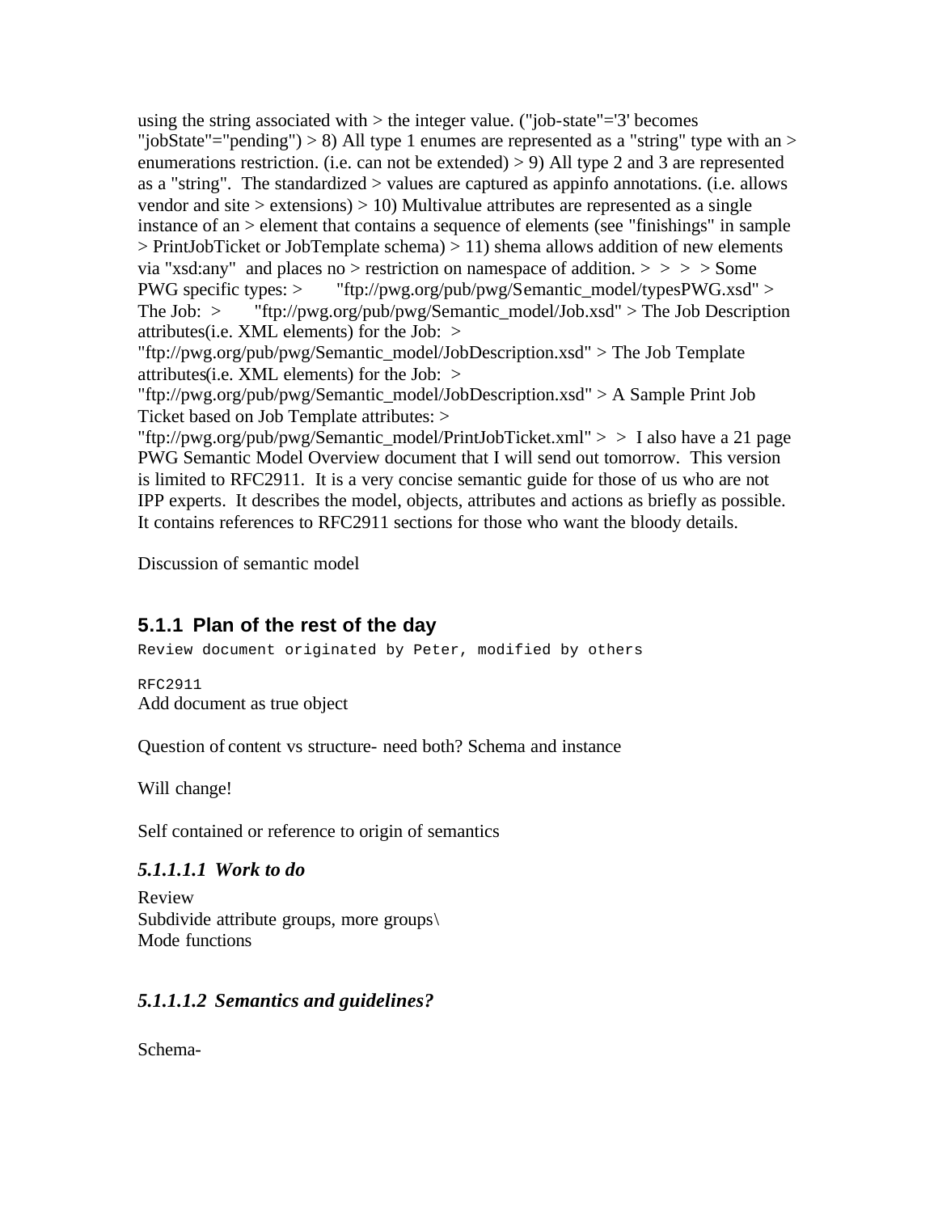using the string associated with > the integer value. ("job-state"='3' becomes "jobState"="pending") > 8) All type 1 enumes are represented as a "string" type with an > enumerations restriction. (i.e. can not be extended) > 9) All type 2 and 3 are represented as a "string". The standardized > values are captured as appinfo annotations. (i.e. allows vendor and site > extensions) > 10) Multivalue attributes are represented as a single instance of an > element that contains a sequence of elements (see "finishings" in sample > PrintJobTicket or JobTemplate schema) > 11) shema allows addition of new elements via "xsd:any" and places no > restriction on namespace of addition. > > > > Some PWG specific types: > "ftp://pwg.org/pub/pwg/Semantic_model/typesPWG.xsd" > The Job: > "ftp://pwg.org/pub/pwg/Semantic_model/Job.xsd" > The Job Description attributes(i.e. XML elements) for the Job: > "ftp://pwg.org/pub/pwg/Semantic_model/JobDescription.xsd" > The Job Template attributes(i.e. XML elements) for the Job: > "ftp://pwg.org/pub/pwg/Semantic_model/JobDescription.xsd" > A Sample Print Job Ticket based on Job Template attributes: > "ftp://pwg.org/pub/pwg/Semantic_model/PrintJobTicket.xml" > > I also have a 21 page PWG Semantic Model Overview document that I will send out tomorrow. This version is limited to RFC2911. It is a very concise semantic guide for those of us who are not IPP experts. It describes the model, objects, attributes and actions as briefly as possible. It contains references to RFC2911 sections for those who want the bloody details.

Discussion of semantic model

### 5.1.1 Plan of the rest of the day

```
Review document originated by Peter, modified by others

RFC2911
```

Add document as true object

Question of content vs structure- need both? Schema and instance

Will change!

Self contained or reference to origin of semantics

##### *5.1.1.1.1 Work to do*

Review
Subdivide attribute groups, more groups\
Mode functions

##### *5.1.1.1.2 Semantics and guidelines?*

Schema-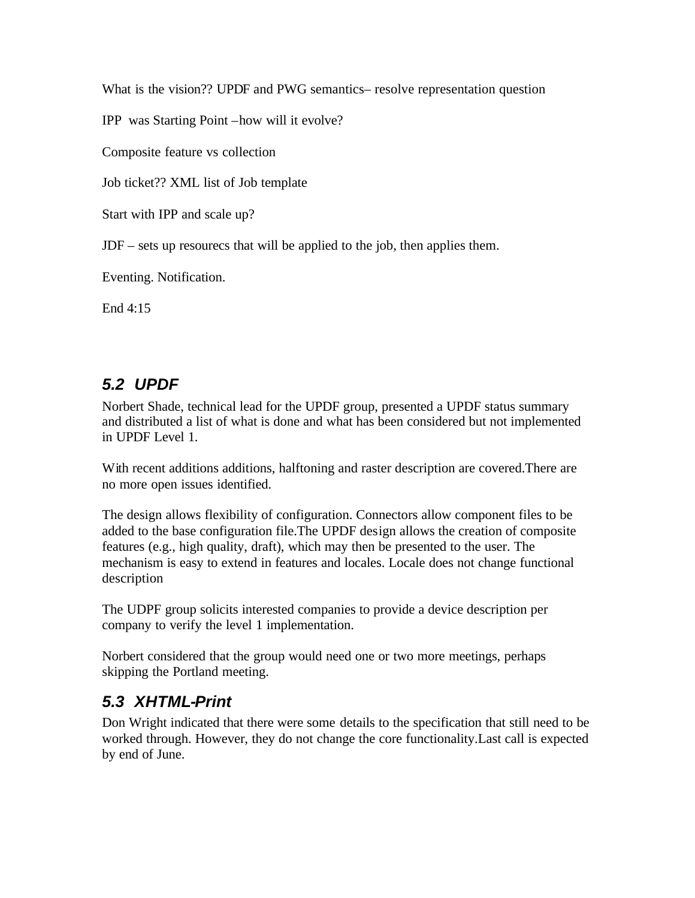What is the vision?? UPDF and PWG semantics– resolve representation question

IPP was Starting Point –how will it evolve?

Composite feature vs collection

Job ticket?? XML list of Job template

Start with IPP and scale up?

JDF – sets up resourecs that will be applied to the job, then applies them.

Eventing. Notification.

End 4:15

## 5.2 UPDF

Norbert Shade, technical lead for the UPDF group, presented a UPDF status summary and distributed a list of what is done and what has been considered but not implemented in UPDF Level 1.

With recent additions additions, halftoning and raster description are covered.There are no more open issues identified.

The design allows flexibility of configuration. Connectors allow component files to be added to the base configuration file.The UPDF design allows the creation of composite features (e.g., high quality, draft), which may then be presented to the user. The mechanism is easy to extend in features and locales. Locale does not change functional description

The UDPF group solicits interested companies to provide a device description per company to verify the level 1 implementation.

Norbert considered that the group would need one or two more meetings, perhaps skipping the Portland meeting.

## 5.3 XHTML-Print

Don Wright indicated that there were some details to the specification that still need to be worked through. However, they do not change the core functionality.Last call is expected by end of June.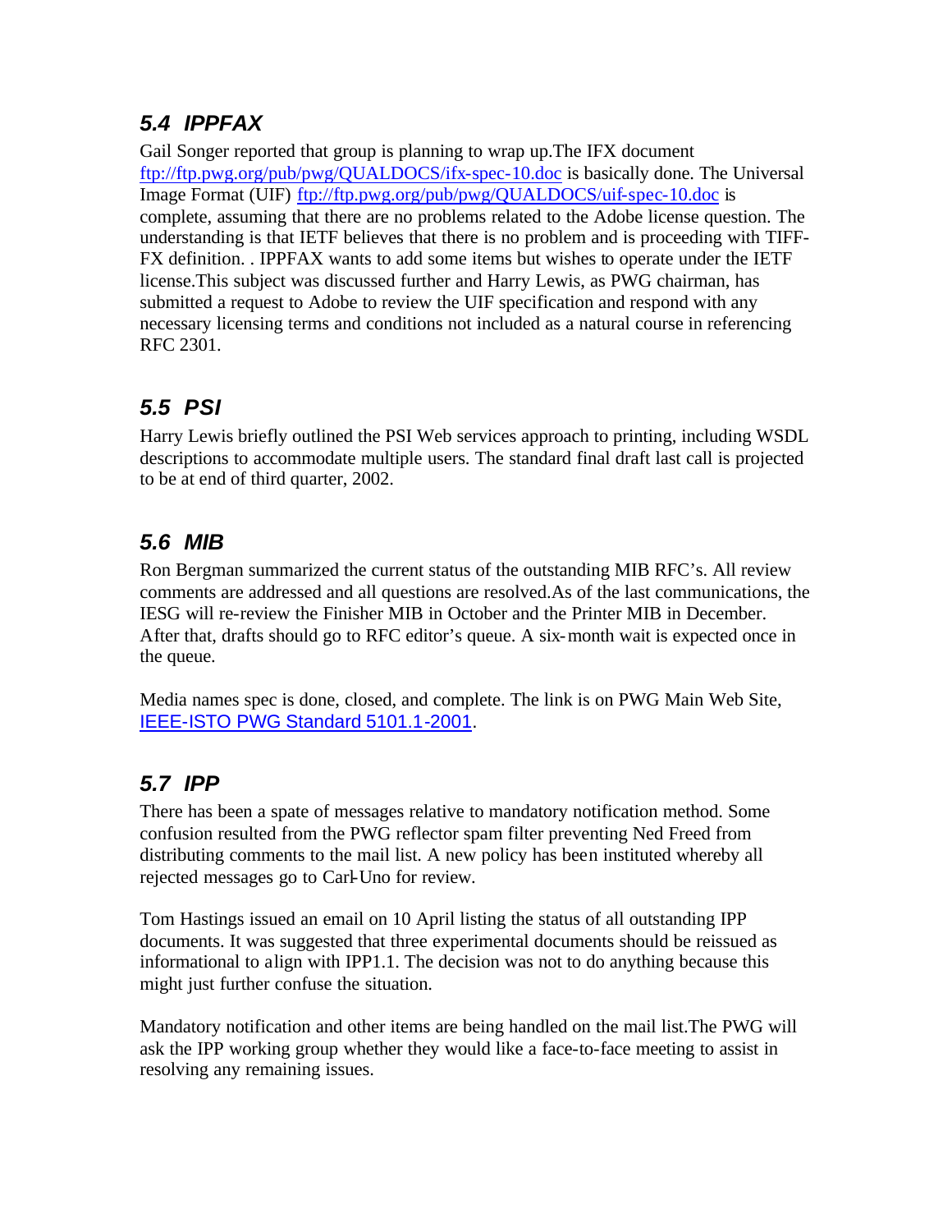## 5.4 IPPFAX

Gail Songer reported that group is planning to wrap up.The IFX document [ftp://ftp.pwg.org/pub/pwg/QUALDOCS/ifx-spec-10.doc](ftp://ftp.pwg.org/pub/pwg/QUALDOCS/ifx-spec-10.doc) is basically done. The Universal Image Format (UIF) [ftp://ftp.pwg.org/pub/pwg/QUALDOCS/uif-spec-10.doc](ftp://ftp.pwg.org/pub/pwg/QUALDOCS/uif-spec-10.doc) is complete, assuming that there are no problems related to the Adobe license question. The understanding is that IETF believes that there is no problem and is proceeding with TIFF-FX definition. . IPPFAX wants to add some items but wishes to operate under the IETF license.This subject was discussed further and Harry Lewis, as PWG chairman, has submitted a request to Adobe to review the UIF specification and respond with any necessary licensing terms and conditions not included as a natural course in referencing RFC 2301.

## 5.5 PSI

Harry Lewis briefly outlined the PSI Web services approach to printing, including WSDL descriptions to accommodate multiple users. The standard final draft last call is projected to be at end of third quarter, 2002.

## 5.6 MIB

Ron Bergman summarized the current status of the outstanding MIB RFC's. All review comments are addressed and all questions are resolved.As of the last communications, the IESG will re-review the Finisher MIB in October and the Printer MIB in December. After that, drafts should go to RFC editor's queue. A six-month wait is expected once in the queue.

Media names spec is done, closed, and complete. The link is on PWG Main Web Site, IEEE-ISTO PWG Standard 5101.1-2001.

## 5.7 IPP

There has been a spate of messages relative to mandatory notification method. Some confusion resulted from the PWG reflector spam filter preventing Ned Freed from distributing comments to the mail list. A new policy has been instituted whereby all rejected messages go to Carl-Uno for review.

Tom Hastings issued an email on 10 April listing the status of all outstanding IPP documents. It was suggested that three experimental documents should be reissued as informational to align with IPP1.1. The decision was not to do anything because this might just further confuse the situation.

Mandatory notification and other items are being handled on the mail list.The PWG will ask the IPP working group whether they would like a face-to-face meeting to assist in resolving any remaining issues.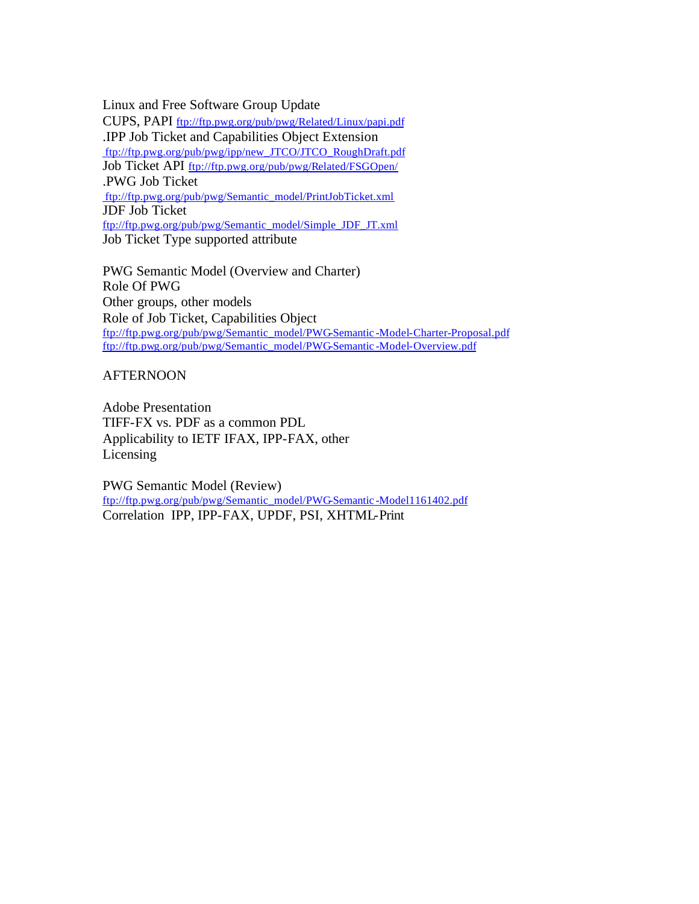Linux and Free Software Group Update
CUPS, PAPI ftp://ftp.pwg.org/pub/pwg/Related/Linux/papi.pdf
.IPP Job Ticket and Capabilities Object Extension
ftp://ftp.pwg.org/pub/pwg/ipp/new_JTCO/JTCO_RoughDraft.pdf
Job Ticket API ftp://ftp.pwg.org/pub/pwg/Related/FSGOpen/
.PWG Job Ticket
ftp://ftp.pwg.org/pub/pwg/Semantic_model/PrintJobTicket.xml
JDF Job Ticket
ftp://ftp.pwg.org/pub/pwg/Semantic_model/Simple_JDF_JT.xml
Job Ticket Type supported attribute

PWG Semantic Model (Overview and Charter)
Role Of PWG
Other groups, other models
Role of Job Ticket, Capabilities Object
ftp://ftp.pwg.org/pub/pwg/Semantic_model/PWG-Semantic-Model-Charter-Proposal.pdf
ftp://ftp.pwg.org/pub/pwg/Semantic_model/PWG-Semantic-Model-Overview.pdf

AFTERNOON

Adobe Presentation
TIFF-FX vs. PDF as a common PDL
Applicability to IETF IFAX, IPP-FAX, other
Licensing

PWG Semantic Model (Review)
ftp://ftp.pwg.org/pub/pwg/Semantic_model/PWG-Semantic-Model1161402.pdf
Correlation IPP, IPP-FAX, UPDF, PSI, XHTML-Print